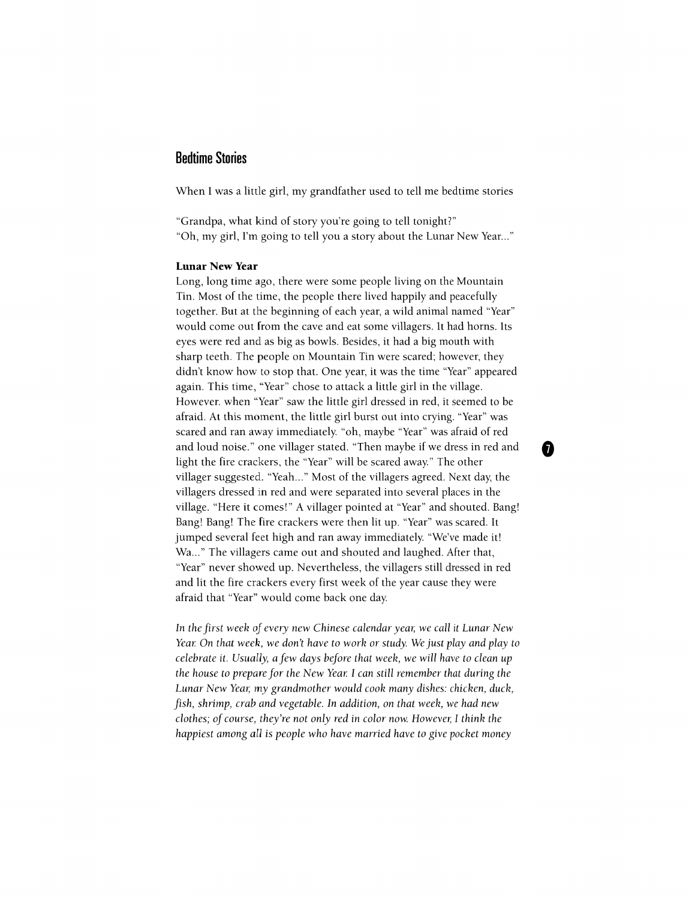## Bedtime Stories

When I was a little girl, my grandfather used to tell me bedtime stories

"Grandpa, what kind of story you're going to tell tonight?"
"Oh, my girl, I'm going to tell you a story about the Lunar New Year..."

### Lunar New Year

Long, long time ago, there were some people living on the Mountain Tin. Most of the time, the people there lived happily and peacefully together. But at the beginning of each year, a wild animal named "Year" would come out from the cave and eat some villagers. It had horns. Its eyes were red and as big as bowls. Besides, it had a big mouth with sharp teeth. The people on Mountain Tin were scared; however, they didn't know how to stop that. One year, it was the time "Year" appeared again. This time, "Year" chose to attack a little girl in the village. However. when "Year" saw the little girl dressed in red, it seemed to be afraid. At this moment, the little girl burst out into crying. "Year" was scared and ran away immediately. "oh, maybe "Year" was afraid of red and loud noise." one villager stated. "Then maybe if we dress in red and light the fire crackers, the "Year" will be scared away." The other villager suggested. "Yeah..." Most of the villagers agreed. Next day, the villagers dressed in red and were separated into several places in the village. "Here it comes!" A villager pointed at "Year" and shouted. Bang! Bang! Bang! The fire crackers were then lit up. "Year" was scared. It jumped several feet high and ran away immediately. "We've made it! Wa..." The villagers came out and shouted and laughed. After that, "Year" never showed up. Nevertheless, the villagers still dressed in red and lit the fire crackers every first week of the year cause they were afraid that "Year" would come back one day.

*In the first week of every new Chinese calendar year, we call it Lunar New Year. On that week, we don't have to work or study. We just play and play to celebrate it. Usually, a few days before that week, we will have to clean up the house to prepare for the New Year. I can still remember that during the Lunar New Year, my grandmother would cook many dishes: chicken, duck, fish, shrimp, crab and vegetable. In addition, on that week, we had new clothes; of course, they're not only red in color now. However, I think the happiest among all is people who have married have to give pocket money*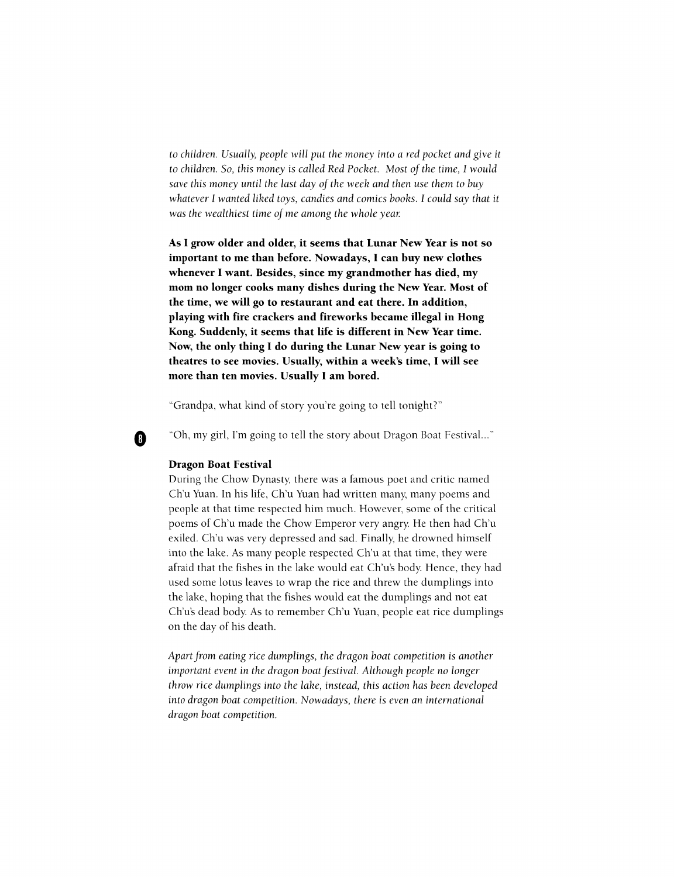*to children. Usually, people will put the money into a red pocket and give it to children. So, this money is called Red Pocket. Most of the time, I would save this money until the last day of the week and then use them to buy whatever I wanted liked toys, candies and comics books. I could say that it was the wealthiest time of me among the whole year.*

**As I grow older and older, it seems that Lunar New Year is not so important to me than before. Nowadays, I can buy new clothes whenever I want. Besides, since my grandmother has died, my mom no longer cooks many dishes during the New Year. Most of the time, we will go to restaurant and eat there. In addition, playing with fire crackers and fireworks became illegal in Hong Kong. Suddenly, it seems that life is different in New Year time. Now, the only thing I do during the Lunar New year is going to theatres to see movies. Usually, within a week's time, I will see more than ten movies. Usually I am bored.**

"Grandpa, what kind of story you're going to tell tonight?"

"Oh, my girl, I'm going to tell the story about Dragon Boat Festival..."

**Dragon Boat Festival**

During the Chow Dynasty, there was a famous poet and critic named Ch'u Yuan. In his life, Ch'u Yuan had written many, many poems and people at that time respected him much. However, some of the critical poems of Ch'u made the Chow Emperor very angry. He then had Ch'u exiled. Ch'u was very depressed and sad. Finally, he drowned himself into the lake. As many people respected Ch'u at that time, they were afraid that the fishes in the lake would eat Ch'u's body. Hence, they had used some lotus leaves to wrap the rice and threw the dumplings into the lake, hoping that the fishes would eat the dumplings and not eat Ch'u's dead body. As to remember Ch'u Yuan, people eat rice dumplings on the day of his death.

*Apart from eating rice dumplings, the dragon boat competition is another important event in the dragon boat festival. Although people no longer throw rice dumplings into the lake, instead, this action has been developed into dragon boat competition. Nowadays, there is even an international dragon boat competition.*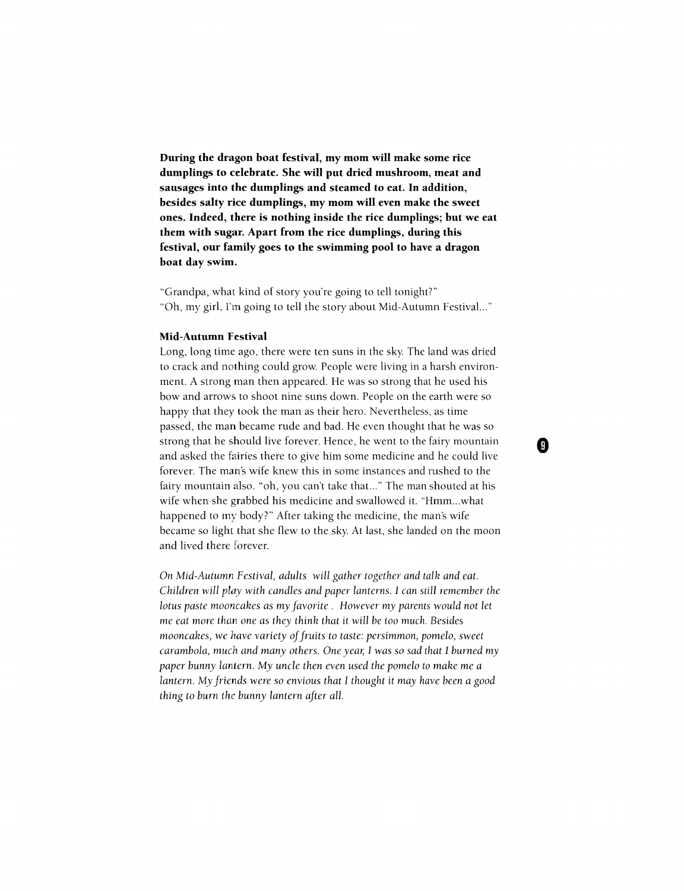**During the dragon boat festival, my mom will make some rice dumplings to celebrate. She will put dried mushroom, meat and sausages into the dumplings and steamed to eat. In addition, besides salty rice dumplings, my mom will even make the sweet ones. Indeed, there is nothing inside the rice dumplings; but we eat them with sugar. Apart from the rice dumplings, during this festival, our family goes to the swimming pool to have a dragon boat day swim.**

"Grandpa, what kind of story you're going to tell tonight?"
"Oh, my girl, I'm going to tell the story about Mid-Autumn Festival..."

**Mid-Autumn Festival**

Long, long time ago, there were ten suns in the sky. The land was dried to crack and nothing could grow. People were living in a harsh environment. A strong man then appeared. He was so strong that he used his bow and arrows to shoot nine suns down. People on the earth were so happy that they took the man as their hero. Nevertheless, as time passed, the man became rude and bad. He even thought that he was so strong that he should live forever. Hence, he went to the fairy mountain and asked the fairies there to give him some medicine and he could live forever. The man's wife knew this in some instances and rushed to the fairy mountain also. "oh, you can't take that..." The man shouted at his wife when she grabbed his medicine and swallowed it. "Hmm...what happened to my body?" After taking the medicine, the man's wife became so light that she flew to the sky. At last, she landed on the moon and lived there forever.

*On Mid-Autumn Festival, adults will gather together and talk and eat. Children will play with candles and paper lanterns. I can still remember the lotus paste mooncakes as my favorite . However my parents would not let me eat more than one as they think that it will be too much. Besides mooncakes, we have variety of fruits to taste: persimmon, pomelo, sweet carambola, much and many others. One year, I was so sad that I burned my paper bunny lantern. My uncle then even used the pomelo to make me a lantern. My friends were so envious that I thought it may have been a good thing to burn the bunny lantern after all.*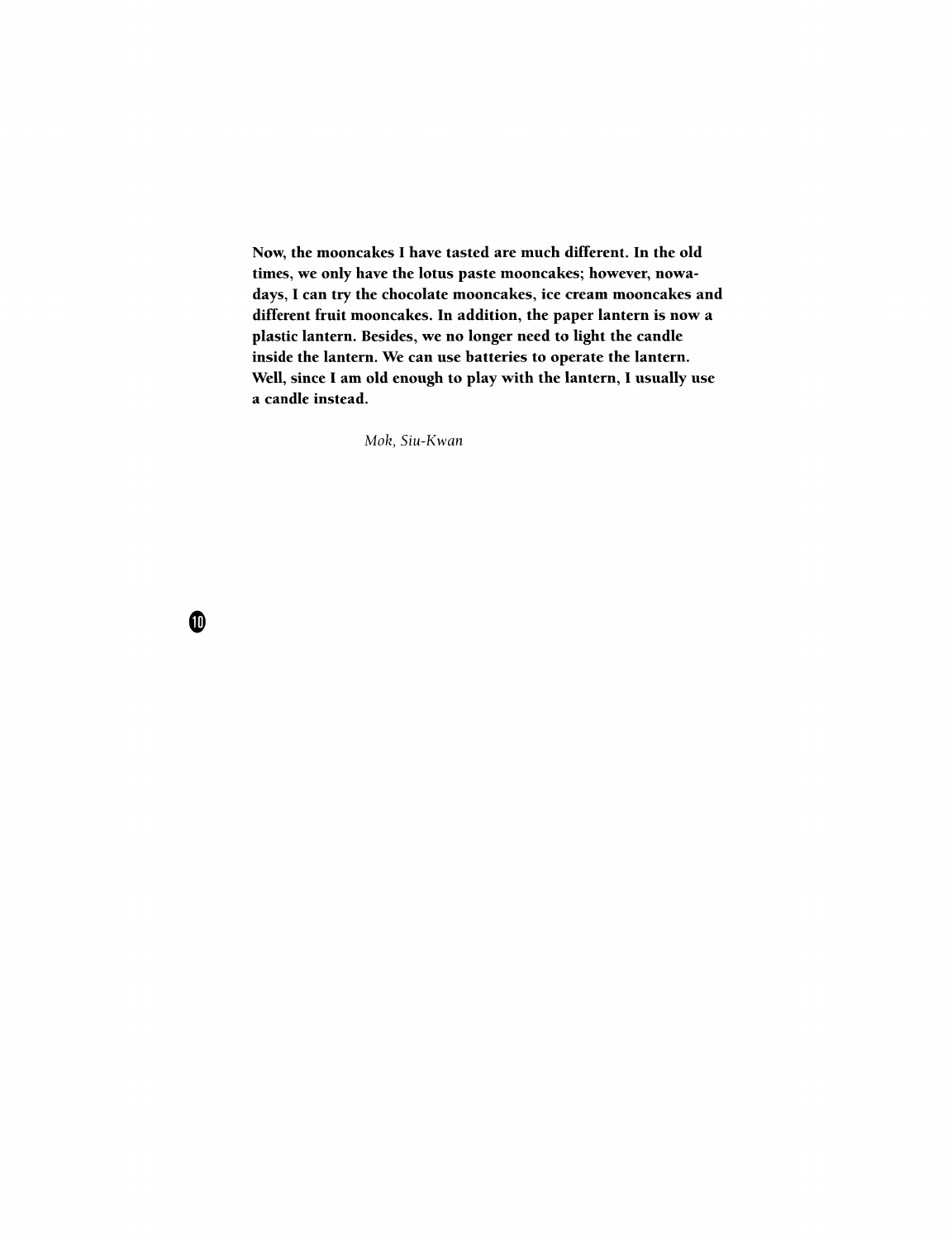**Now, the mooncakes I have tasted are much different. In the old times, we only have the lotus paste mooncakes; however, nowadays, I can try the chocolate mooncakes, ice cream mooncakes and different fruit mooncakes. In addition, the paper lantern is now a plastic lantern. Besides, we no longer need to light the candle inside the lantern. We can use batteries to operate the lantern. Well, since I am old enough to play with the lantern, I usually use a candle instead.**

*Mok, Siu-Kwan*